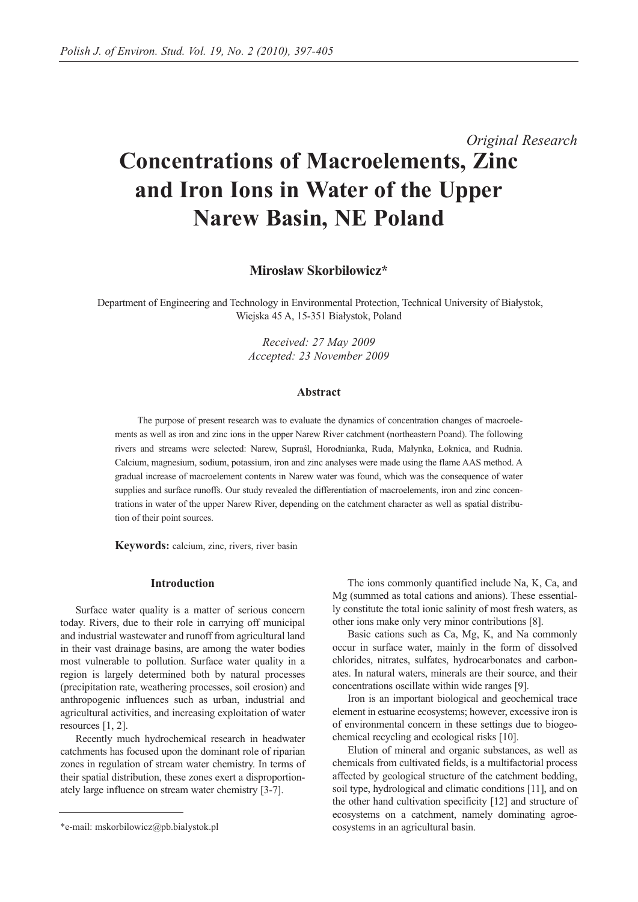*Original Research*

# Concentrations of Macroelements, Zinc and Iron Ions in Water of the Upper Narew Basin, NE Poland

**Mirosław Skorbiłowicz***

Department of Engineering and Technology in Environmental Protection, Technical University of Białystok, Wiejska 45 A, 15-351 Białystok, Poland

*Received: 27 May 2009*
*Accepted: 23 November 2009*

### Abstract

The purpose of present research was to evaluate the dynamics of concentration changes of macroelements as well as iron and zinc ions in the upper Narew River catchment (northeastern Poand). The following rivers and streams were selected: Narew, Supraśl, Horodnianka, Ruda, Małynka, Łoknica, and Rudnia. Calcium, magnesium, sodium, potassium, iron and zinc analyses were made using the flame AAS method. A gradual increase of macroelement contents in Narew water was found, which was the consequence of water supplies and surface runoffs. Our study revealed the differentiation of macroelements, iron and zinc concentrations in water of the upper Narew River, depending on the catchment character as well as spatial distribution of their point sources.

**Keywords:** calcium, zinc, rivers, river basin

### Introduction

Surface water quality is a matter of serious concern today. Rivers, due to their role in carrying off municipal and industrial wastewater and runoff from agricultural land in their vast drainage basins, are among the water bodies most vulnerable to pollution. Surface water quality in a region is largely determined both by natural processes (precipitation rate, weathering processes, soil erosion) and anthropogenic influences such as urban, industrial and agricultural activities, and increasing exploitation of water resources [1, 2].

Recently much hydrochemical research in headwater catchments has focused upon the dominant role of riparian zones in regulation of stream water chemistry. In terms of their spatial distribution, these zones exert a disproportionately large influence on stream water chemistry [3-7].

The ions commonly quantified include Na, K, Ca, and Mg (summed as total cations and anions). These essentially constitute the total ionic salinity of most fresh waters, as other ions make only very minor contributions [8].

Basic cations such as Ca, Mg, K, and Na commonly occur in surface water, mainly in the form of dissolved chlorides, nitrates, sulfates, hydrocarbonates and carbonates. In natural waters, minerals are their source, and their concentrations oscillate within wide ranges [9].

Iron is an important biological and geochemical trace element in estuarine ecosystems; however, excessive iron is of environmental concern in these settings due to biogeochemical recycling and ecological risks [10].

Elution of mineral and organic substances, as well as chemicals from cultivated fields, is a multifactorial process affected by geological structure of the catchment bedding, soil type, hydrological and climatic conditions [11], and on the other hand cultivation specificity [12] and structure of ecosystems on a catchment, namely dominating agroecosystems in an agricultural basin.

*e-mail: mskorbilowicz@pb.bialystok.pl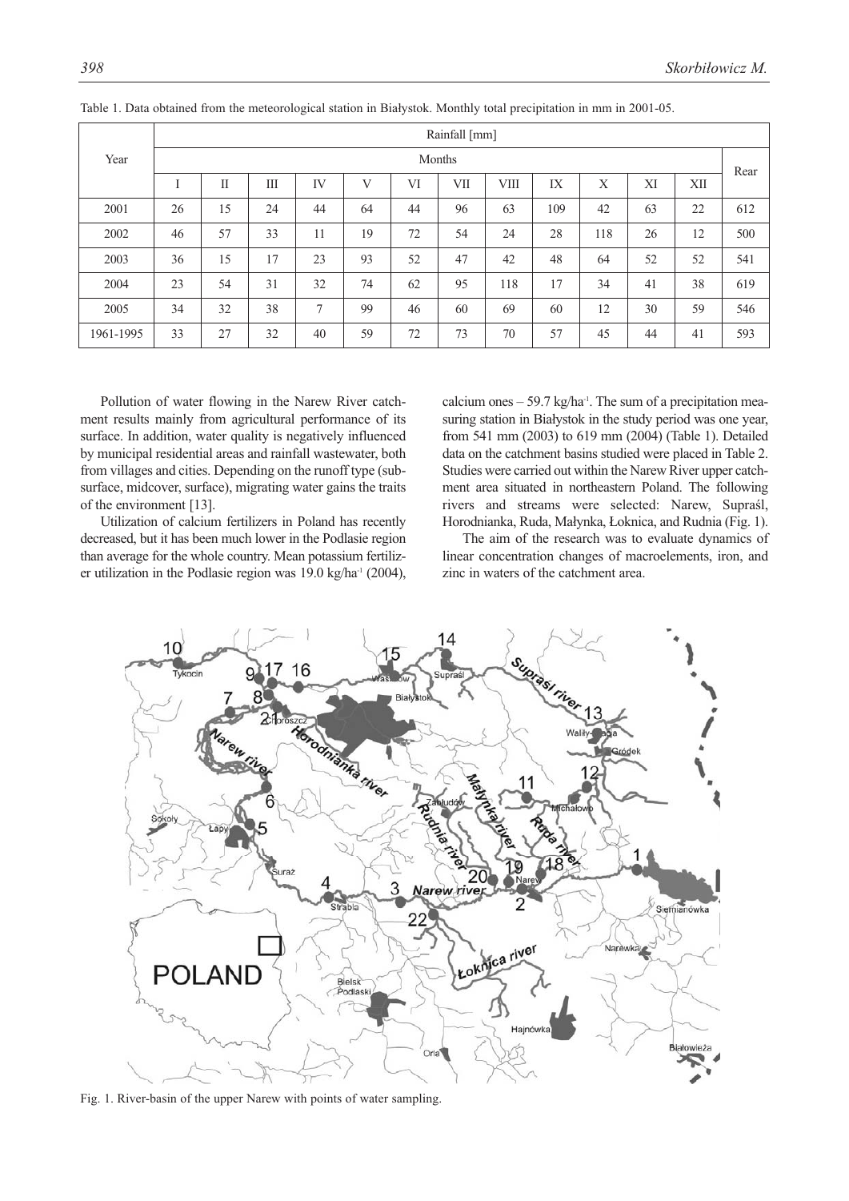Table 1. Data obtained from the meteorological station in Białystok. Monthly total precipitation in mm in 2001-05.

| Year | Rainfall [mm] | | | | | | | | | | | | |
|---|---|---|---|---|---|---|---|---|---|---|---|---|---|
| | Months | | | | | | | | | | | | Rear |
| | I | II | III | IV | V | VI | VII | VIII | IX | X | XI | XII | |
| 2001 | 26 | 15 | 24 | 44 | 64 | 44 | 96 | 63 | 109 | 42 | 63 | 22 | 612 |
| 2002 | 46 | 57 | 33 | 11 | 19 | 72 | 54 | 24 | 28 | 118 | 26 | 12 | 500 |
| 2003 | 36 | 15 | 17 | 23 | 93 | 52 | 47 | 42 | 48 | 64 | 52 | 52 | 541 |
| 2004 | 23 | 54 | 31 | 32 | 74 | 62 | 95 | 118 | 17 | 34 | 41 | 38 | 619 |
| 2005 | 34 | 32 | 38 | 7 | 99 | 46 | 60 | 69 | 60 | 12 | 30 | 59 | 546 |
| 1961-1995 | 33 | 27 | 32 | 40 | 59 | 72 | 73 | 70 | 57 | 45 | 44 | 41 | 593 |

Pollution of water flowing in the Narew River catchment results mainly from agricultural performance of its surface. In addition, water quality is negatively influenced by municipal residential areas and rainfall wastewater, both from villages and cities. Depending on the runoff type (subsurface, midcover, surface), migrating water gains the traits of the environment [13].

Utilization of calcium fertilizers in Poland has recently decreased, but it has been much lower in the Podlasie region than average for the whole country. Mean potassium fertilizer utilization in the Podlasie region was 19.0 kg/ha$^{-1}$ (2004), calcium ones – 59.7 kg/ha$^{-1}$. The sum of a precipitation measuring station in Białystok in the study period was one year, from 541 mm (2003) to 619 mm (2004) (Table 1). Detailed data on the catchment basins studied were placed in Table 2. Studies were carried out within the Narew River upper catchment area situated in northeastern Poland. The following rivers and streams were selected: Narew, Supraśl, Horodnianka, Ruda, Małynka, Łoknica, and Rudnia (Fig. 1).

The aim of the research was to evaluate dynamics of linear concentration changes of macroelements, iron, and zinc in waters of the catchment area.

Fig. 1. River-basin of the upper Narew with points of water sampling.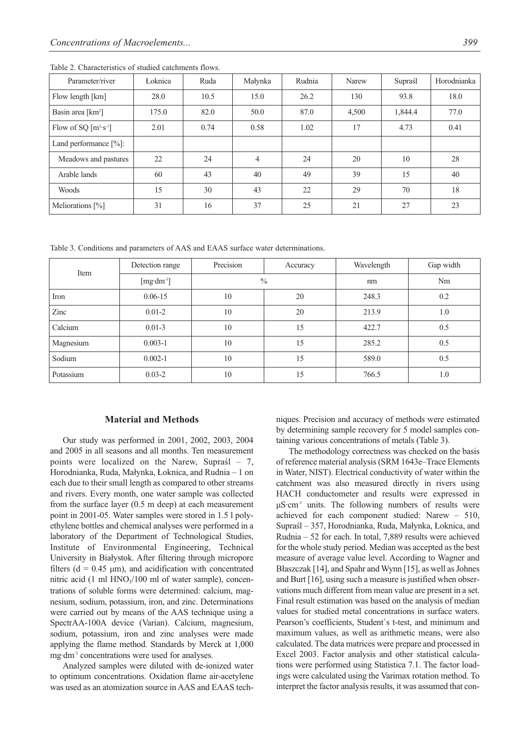Table 2. Characteristics of studied catchments flows.

| Parameter/river | Łoknica | Ruda | Małynka | Rudnia | Narew | Supraśl | Horodnianka |
|---|---|---|---|---|---|---|---|
| Flow length [km] | 28.0 | 10.5 | 15.0 | 26.2 | 130 | 93.8 | 18.0 |
| Basin area [km$^2$] | 175.0 | 82.0 | 50.0 | 87.0 | 4,500 | 1,844.4 | 77.0 |
| Flow of SQ [m$^3$·s$^{-1}$] | 2.01 | 0.74 | 0.58 | 1.02 | 17 | 4.73 | 0.41 |
| Land performance [%]: | | | | | | | |
| Meadows and pastures | 22 | 24 | 4 | 24 | 20 | 10 | 28 |
| Arable lands | 60 | 43 | 40 | 49 | 39 | 15 | 40 |
| Woods | 15 | 30 | 43 | 22 | 29 | 70 | 18 |
| Meliorations [%] | 31 | 16 | 37 | 25 | 21 | 27 | 23 |

Table 3. Conditions and parameters of AAS and EAAS surface water determinations.

| Item | Detection range | Precision | Accuracy | Wavelength | Gap width |
|---|---|---|---|---|---|
| | [mg·dm$^{-3}$] | % | | nm | Nm |
| Iron | 0.06-15 | 10 | 20 | 248.3 | 0.2 |
| Zinc | 0.01-2 | 10 | 20 | 213.9 | 1.0 |
| Calcium | 0.01-3 | 10 | 15 | 422.7 | 0.5 |
| Magnesium | 0.003-1 | 10 | 15 | 285.2 | 0.5 |
| Sodium | 0.002-1 | 10 | 15 | 589.0 | 0.5 |
| Potassium | 0.03-2 | 10 | 15 | 766.5 | 1.0 |

## Material and Methods

Our study was performed in 2001, 2002, 2003, 2004 and 2005 in all seasons and all months. Ten measurement points were localized on the Narew, Supraśl – 7, Horodnianka, Ruda, Małynka, Łoknica, and Rudnia – 1 on each due to their small length as compared to other streams and rivers. Every month, one water sample was collected from the surface layer (0.5 m deep) at each measurement point in 2001-05. Water samples were stored in 1.5 l polyethylene bottles and chemical analyses were performed in a laboratory of the Department of Technological Studies, Institute of Environmental Engineering, Technical University in Białystok. After filtering through micropore filters (d = 0.45 μm), and acidification with concentrated nitric acid (1 ml $HNO_3$/100 ml of water sample), concentrations of soluble forms were determined: calcium, magnesium, sodium, potassium, iron, and zinc. Determinations were carried out by means of the AAS technique using a SpectrAA-100A device (Varian). Calcium, magnesium, sodium, potassium, iron and zinc analyses were made applying the flame method. Standards by Merck at 1,000 mg·dm$^{-3}$ concentrations were used for analyses.

Analyzed samples were diluted with de-ionized water to optimum concentrations. Oxidation flame air-acetylene was used as an atomization source in AAS and EAAS techniques. Precision and accuracy of methods were estimated by determining sample recovery for 5 model samples containing various concentrations of metals (Table 3).

The methodology correctness was checked on the basis of reference material analysis (SRM 1643e–Trace Elements in Water, NIST). Electrical conductivity of water within the catchment was also measured directly in rivers using HACH conductometer and results were expressed in μS·cm$^{-1}$ units. The following numbers of results were achieved for each component studied: Narew – 510, Supraśl – 357, Horodnianka, Ruda, Małynka, Łoknica, and Rudnia – 52 for each. In total, 7,889 results were achieved for the whole study period. Median was accepted as the best measure of average value level. According to Wagner and Błaszczak [14], and Spahr and Wynn [15], as well as Johnes and Burt [16], using such a measure is justified when observations much different from mean value are present in a set. Final result estimation was based on the analysis of median values for studied metal concentrations in surface waters. Pearson's coefficients, Student`s t-test, and minimum and maximum values, as well as arithmetic means, were also calculated. The data matrices were prepare and processed in Excel 2003. Factor analysis and other statistical calculations were performed using Statistica 7.1. The factor loadings were calculated using the Varimax rotation method. To interpret the factor analysis results, it was assumed that con-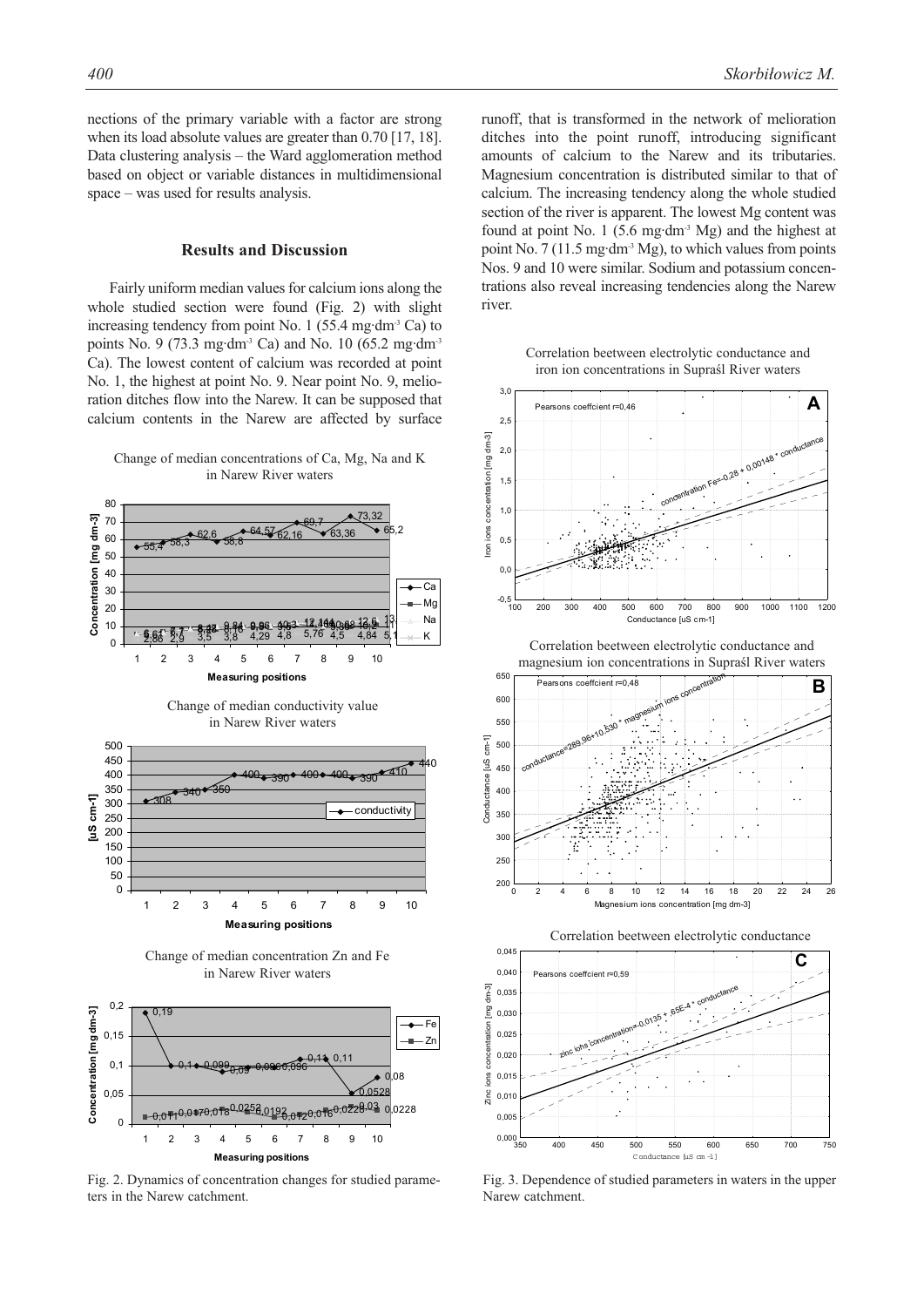nections of the primary variable with a factor are strong when its load absolute values are greater than 0.70 [17, 18]. Data clustering analysis – the Ward agglomeration method based on object or variable distances in multidimensional space – was used for results analysis.

## Results and Discussion

Fairly uniform median values for calcium ions along the whole studied section were found (Fig. 2) with slight increasing tendency from point No. 1 (55.4 mg·dm$^{-3}$ Ca) to points No. 9 (73.3 mg·dm$^{-3}$ Ca) and No. 10 (65.2 mg·dm$^{-3}$ Ca). The lowest content of calcium was recorded at point No. 1, the highest at point No. 9. Near point No. 9, melioration ditches flow into the Narew. It can be supposed that calcium contents in the Narew are affected by surface runoff, that is transformed in the network of melioration ditches into the point runoff, introducing significant amounts of calcium to the Narew and its tributaries. Magnesium concentration is distributed similar to that of calcium. The increasing tendency along the whole studied section of the river is apparent. The lowest Mg content was found at point No. 1 (5.6 mg·dm$^{-3}$ Mg) and the highest at point No. 7 (11.5 mg·dm$^{-3}$ Mg), to which values from points Nos. 9 and 10 were similar. Sodium and potassium concentrations also reveal increasing tendencies along the Narew river.

Fig. 2. Dynamics of concentration changes for studied parameters in the Narew catchment.

Fig. 3. Dependence of studied parameters in waters in the upper Narew catchment.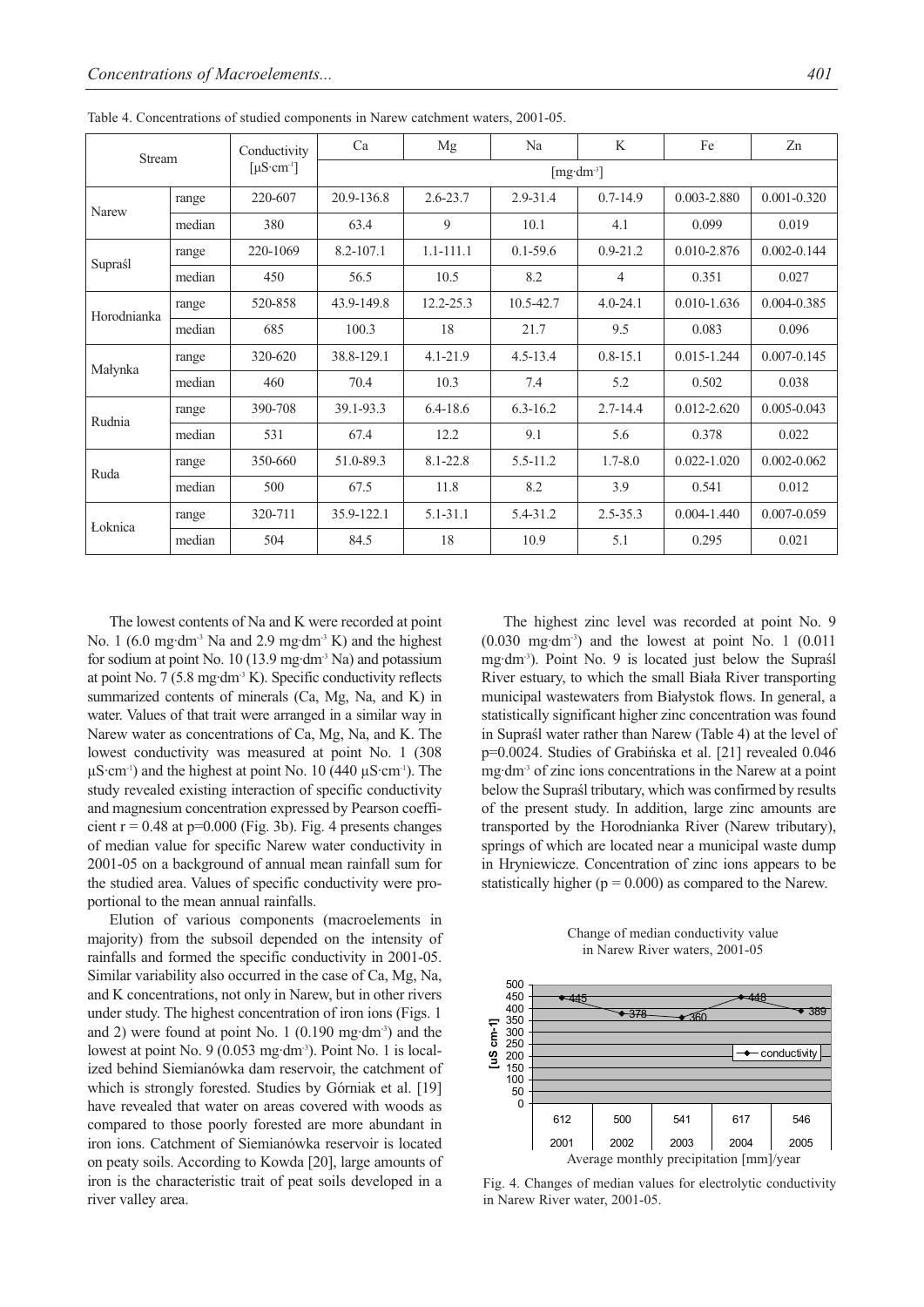Table 4. Concentrations of studied components in Narew catchment waters, 2001-05.

| Stream | | Conductivity [µS·cm$^{-1}$] | Ca | Mg | Na | K | Fe | Zn |
|---|---|---|---|---|---|---|---|---|
| | | | [mg·dm$^{-3}$] | | | | | |
| Narew | range | 220-607 | 20.9-136.8 | 2.6-23.7 | 2.9-31.4 | 0.7-14.9 | 0.003-2.880 | 0.001-0.320 |
| | median | 380 | 63.4 | 9 | 10.1 | 4.1 | 0.099 | 0.019 |
| Supraśl | range | 220-1069 | 8.2-107.1 | 1.1-111.1 | 0.1-59.6 | 0.9-21.2 | 0.010-2.876 | 0.002-0.144 |
| | median | 450 | 56.5 | 10.5 | 8.2 | 4 | 0.351 | 0.027 |
| Horodnianka | range | 520-858 | 43.9-149.8 | 12.2-25.3 | 10.5-42.7 | 4.0-24.1 | 0.010-1.636 | 0.004-0.385 |
| | median | 685 | 100.3 | 18 | 21.7 | 9.5 | 0.083 | 0.096 |
| Małynka | range | 320-620 | 38.8-129.1 | 4.1-21.9 | 4.5-13.4 | 0.8-15.1 | 0.015-1.244 | 0.007-0.145 |
| | median | 460 | 70.4 | 10.3 | 7.4 | 5.2 | 0.502 | 0.038 |
| Rudnia | range | 390-708 | 39.1-93.3 | 6.4-18.6 | 6.3-16.2 | 2.7-14.4 | 0.012-2.620 | 0.005-0.043 |
| | median | 531 | 67.4 | 12.2 | 9.1 | 5.6 | 0.378 | 0.022 |
| Ruda | range | 350-660 | 51.0-89.3 | 8.1-22.8 | 5.5-11.2 | 1.7-8.0 | 0.022-1.020 | 0.002-0.062 |
| | median | 500 | 67.5 | 11.8 | 8.2 | 3.9 | 0.541 | 0.012 |
| Łoknica | range | 320-711 | 35.9-122.1 | 5.1-31.1 | 5.4-31.2 | 2.5-35.3 | 0.004-1.440 | 0.007-0.059 |
| | median | 504 | 84.5 | 18 | 10.9 | 5.1 | 0.295 | 0.021 |

The lowest contents of Na and K were recorded at point No. 1 (6.0 mg·dm$^{-3}$ Na and 2.9 mg·dm$^{-3}$ K) and the highest for sodium at point No. 10 (13.9 mg·dm$^{-3}$ Na) and potassium at point No. 7 (5.8 mg·dm$^{-3}$ K). Specific conductivity reflects summarized contents of minerals (Ca, Mg, Na, and K) in water. Values of that trait were arranged in a similar way in Narew water as concentrations of Ca, Mg, Na, and K. The lowest conductivity was measured at point No. 1 (308 µS·cm$^{-1}$) and the highest at point No. 10 (440 µS·cm$^{-1}$). The study revealed existing interaction of specific conductivity and magnesium concentration expressed by Pearson coefficient $r = 0.48$ at $p=0.000$ (Fig. 3b). Fig. 4 presents changes of median value for specific Narew water conductivity in 2001-05 on a background of annual mean rainfall sum for the studied area. Values of specific conductivity were proportional to the mean annual rainfalls.

Elution of various components (macroelements in majority) from the subsoil depended on the intensity of rainfalls and formed the specific conductivity in 2001-05. Similar variability also occurred in the case of Ca, Mg, Na, and K concentrations, not only in Narew, but in other rivers under study. The highest concentration of iron ions (Figs. 1 and 2) were found at point No. 1 (0.190 mg·dm$^{-3}$) and the lowest at point No. 9 (0.053 mg·dm$^{-3}$). Point No. 1 is localized behind Siemianówka dam reservoir, the catchment of which is strongly forested. Studies by Górniak et al. [19] have revealed that water on areas covered with woods as compared to those poorly forested are more abundant in iron ions. Catchment of Siemianówka reservoir is located on peaty soils. According to Kowda [20], large amounts of iron is the characteristic trait of peat soils developed in a river valley area.

The highest zinc level was recorded at point No. 9 (0.030 mg·dm$^{-3}$) and the lowest at point No. 1 (0.011 mg·dm$^{-3}$). Point No. 9 is located just below the Supraśl River estuary, to which the small Biała River transporting municipal wastewaters from Białystok flows. In general, a statistically significant higher zinc concentration was found in Supraśl water rather than Narew (Table 4) at the level of $p=0.0024$. Studies of Grabińska et al. [21] revealed 0.046 mg·dm$^{-3}$ of zinc ions concentrations in the Narew at a point below the Supraśl tributary, which was confirmed by results of the present study. In addition, large zinc amounts are transported by the Horodnianka River (Narew tributary), springs of which are located near a municipal waste dump in Hryniewicze. Concentration of zinc ions appears to be statistically higher ($p = 0.000$) as compared to the Narew.

Fig. 4. Changes of median values for electrolytic conductivity in Narew River water, 2001-05.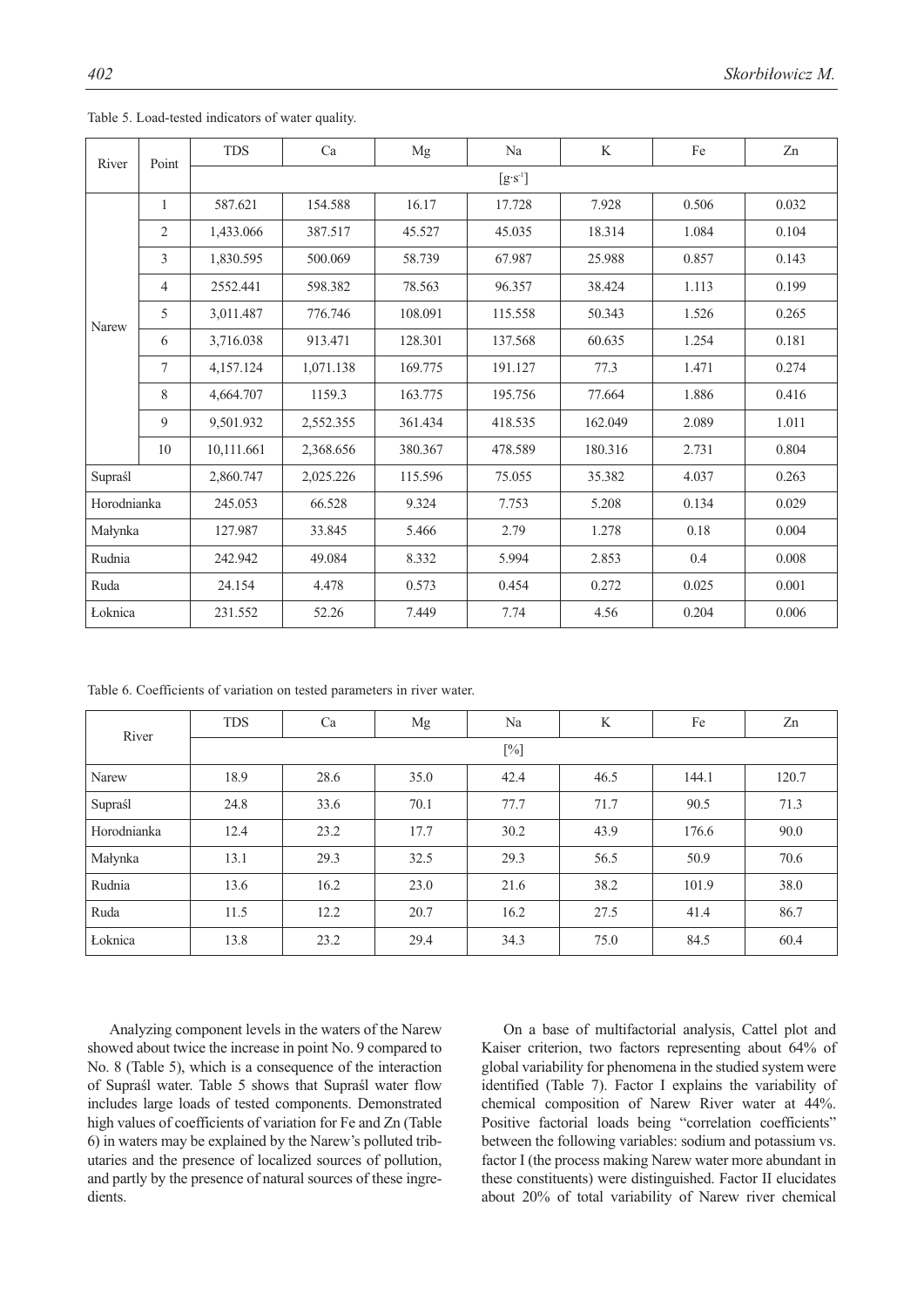Table 5. Load-tested indicators of water quality.

| River | Point | TDS | Ca | Mg | Na | K | Fe | Zn |
|---|---|---|---|---|---|---|---|---|
| | | $[g \cdot s^{-1}]$ | | | | | | |
| Narew | 1 | 587.621 | 154.588 | 16.17 | 17.728 | 7.928 | 0.506 | 0.032 |
| | 2 | 1,433.066 | 387.517 | 45.527 | 45.035 | 18.314 | 1.084 | 0.104 |
| | 3 | 1,830.595 | 500.069 | 58.739 | 67.987 | 25.988 | 0.857 | 0.143 |
| | 4 | 2552.441 | 598.382 | 78.563 | 96.357 | 38.424 | 1.113 | 0.199 |
| | 5 | 3,011.487 | 776.746 | 108.091 | 115.558 | 50.343 | 1.526 | 0.265 |
| | 6 | 3,716.038 | 913.471 | 128.301 | 137.568 | 60.635 | 1.254 | 0.181 |
| | 7 | 4,157.124 | 1,071.138 | 169.775 | 191.127 | 77.3 | 1.471 | 0.274 |
| | 8 | 4,664.707 | 1159.3 | 163.775 | 195.756 | 77.664 | 1.886 | 0.416 |
| | 9 | 9,501.932 | 2,552.355 | 361.434 | 418.535 | 162.049 | 2.089 | 1.011 |
| | 10 | 10,111.661 | 2,368.656 | 380.367 | 478.589 | 180.316 | 2.731 | 0.804 |
| Supraśl | | 2,860.747 | 2,025.226 | 115.596 | 75.055 | 35.382 | 4.037 | 0.263 |
| Horodnianka | | 245.053 | 66.528 | 9.324 | 7.753 | 5.208 | 0.134 | 0.029 |
| Małynka | | 127.987 | 33.845 | 5.466 | 2.79 | 1.278 | 0.18 | 0.004 |
| Rudnia | | 242.942 | 49.084 | 8.332 | 5.994 | 2.853 | 0.4 | 0.008 |
| Ruda | | 24.154 | 4.478 | 0.573 | 0.454 | 0.272 | 0.025 | 0.001 |
| Łoknica | | 231.552 | 52.26 | 7.449 | 7.74 | 4.56 | 0.204 | 0.006 |

Table 6. Coefficients of variation on tested parameters in river water.

| River | TDS | Ca | Mg | Na | K | Fe | Zn |
|---|---|---|---|---|---|---|---|
| | [%] | | | | | | |
| Narew | 18.9 | 28.6 | 35.0 | 42.4 | 46.5 | 144.1 | 120.7 |
| Supraśl | 24.8 | 33.6 | 70.1 | 77.7 | 71.7 | 90.5 | 71.3 |
| Horodnianka | 12.4 | 23.2 | 17.7 | 30.2 | 43.9 | 176.6 | 90.0 |
| Małynka | 13.1 | 29.3 | 32.5 | 29.3 | 56.5 | 50.9 | 70.6 |
| Rudnia | 13.6 | 16.2 | 23.0 | 21.6 | 38.2 | 101.9 | 38.0 |
| Ruda | 11.5 | 12.2 | 20.7 | 16.2 | 27.5 | 41.4 | 86.7 |
| Łoknica | 13.8 | 23.2 | 29.4 | 34.3 | 75.0 | 84.5 | 60.4 |

Analyzing component levels in the waters of the Narew showed about twice the increase in point No. 9 compared to No. 8 (Table 5), which is a consequence of the interaction of Supraśl water. Table 5 shows that Supraśl water flow includes large loads of tested components. Demonstrated high values of coefficients of variation for Fe and Zn (Table 6) in waters may be explained by the Narew's polluted tributaries and the presence of localized sources of pollution, and partly by the presence of natural sources of these ingredients.

On a base of multifactorial analysis, Cattel plot and Kaiser criterion, two factors representing about 64% of global variability for phenomena in the studied system were identified (Table 7). Factor I explains the variability of chemical composition of Narew River water at 44%. Positive factorial loads being "correlation coefficients" between the following variables: sodium and potassium vs. factor I (the process making Narew water more abundant in these constituents) were distinguished. Factor II elucidates about 20% of total variability of Narew river chemical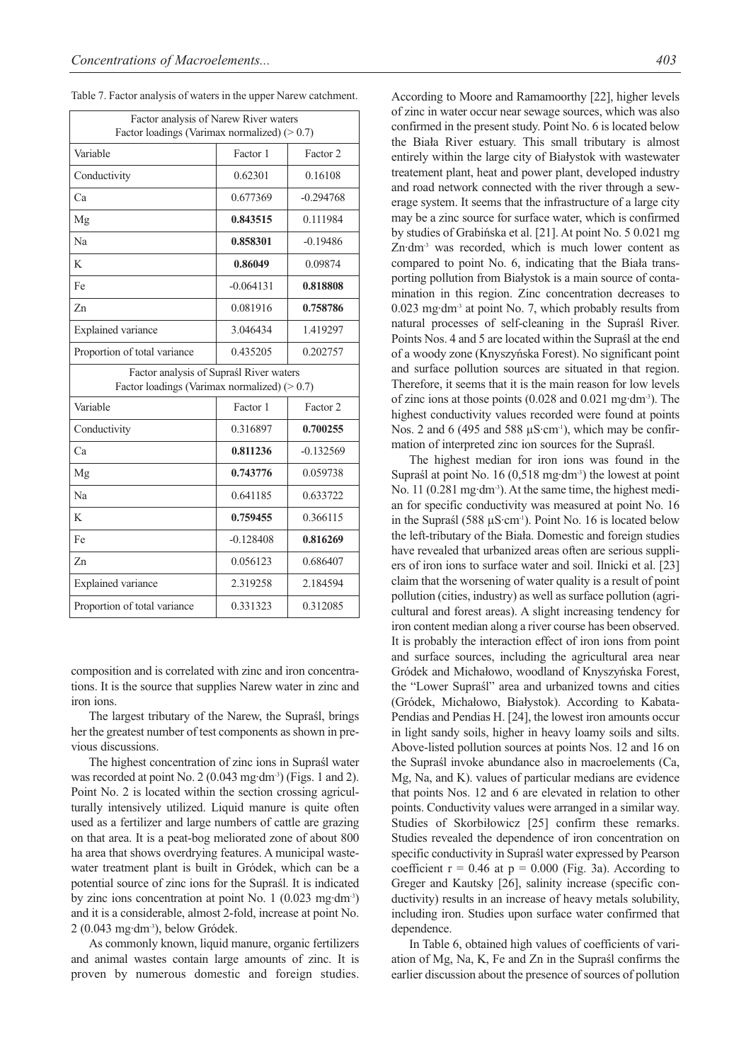Table 7. Factor analysis of waters in the upper Narew catchment.

| Factor analysis of Narew River waters<br>Factor loadings (Varimax normalized) (> 0.7) | | |
|---|---|---|
| Variable | Factor 1 | Factor 2 |
| Conductivity | 0.62301 | 0.16108 |
| Ca | 0.677369 | -0.294768 |
| Mg | **0.843515** | 0.111984 |
| Na | **0.858301** | -0.19486 |
| K | **0.86049** | 0.09874 |
| Fe | -0.064131 | **0.818808** |
| Zn | 0.081916 | **0.758786** |
| Explained variance | 3.046434 | 1.419297 |
| Proportion of total variance | 0.435205 | 0.202757 |
| **Factor analysis of Supraśl River waters<br>Factor loadings (Varimax normalized) (> 0.7)** | | |
| Variable | Factor 1 | Factor 2 |
| Conductivity | 0.316897 | **0.700255** |
| Ca | **0.811236** | -0.132569 |
| Mg | **0.743776** | 0.059738 |
| Na | 0.641185 | 0.633722 |
| K | **0.759455** | 0.366115 |
| Fe | -0.128408 | **0.816269** |
| Zn | 0.056123 | 0.686407 |
| Explained variance | 2.319258 | 2.184594 |
| Proportion of total variance | 0.331323 | 0.312085 |

composition and is correlated with zinc and iron concentrations. It is the source that supplies Narew water in zinc and iron ions.

The largest tributary of the Narew, the Supraśl, brings her the greatest number of test components as shown in previous discussions.

The highest concentration of zinc ions in Supraśl water was recorded at point No. 2 (0.043 mg·dm$^{-3}$) (Figs. 1 and 2). Point No. 2 is located within the section crossing agriculturally intensively utilized. Liquid manure is quite often used as a fertilizer and large numbers of cattle are grazing on that area. It is a peat-bog meliorated zone of about 800 ha area that shows overdrying features. A municipal wastewater treatment plant is built in Gródek, which can be a potential source of zinc ions for the Supraśl. It is indicated by zinc ions concentration at point No. 1 (0.023 mg·dm$^{-3}$) and it is a considerable, almost 2-fold, increase at point No. 2 (0.043 mg·dm$^{-3}$), below Gródek.

As commonly known, liquid manure, organic fertilizers and animal wastes contain large amounts of zinc. It is proven by numerous domestic and foreign studies. According to Moore and Ramamoorthy [22], higher levels of zinc in water occur near sewage sources, which was also confirmed in the present study. Point No. 6 is located below the Biała River estuary. This small tributary is almost entirely within the large city of Białystok with wastewater treatement plant, heat and power plant, developed industry and road network connected with the river through a sewerage system. It seems that the infrastructure of a large city may be a zinc source for surface water, which is confirmed by studies of Grabińska et al. [21]. At point No. 5 0.021 mg Zn·dm$^{-3}$ was recorded, which is much lower content as compared to point No. 6, indicating that the Biała transporting pollution from Białystok is a main source of contamination in this region. Zinc concentration decreases to 0.023 mg·dm$^{-3}$ at point No. 7, which probably results from natural processes of self-cleaning in the Supraśl River. Points Nos. 4 and 5 are located within the Supraśl at the end of a woody zone (Knyszyńska Forest). No significant point and surface pollution sources are situated in that region. Therefore, it seems that it is the main reason for low levels of zinc ions at those points (0.028 and 0.021 mg·dm$^{-3}$). The highest conductivity values recorded were found at points Nos. 2 and 6 (495 and 588 μS·cm$^{-1}$), which may be confirmation of interpreted zinc ion sources for the Supraśl.

The highest median for iron ions was found in the Supraśl at point No. 16 (0,518 mg·dm$^{-3}$) the lowest at point No. 11 (0.281 mg·dm$^{-3}$). At the same time, the highest median for specific conductivity was measured at point No. 16 in the Supraśl (588 μS·cm$^{-1}$). Point No. 16 is located below the left-tributary of the Biała. Domestic and foreign studies have revealed that urbanized areas often are serious suppliers of iron ions to surface water and soil. Ilnicki et al. [23] claim that the worsening of water quality is a result of point pollution (cities, industry) as well as surface pollution (agricultural and forest areas). A slight increasing tendency for iron content median along a river course has been observed. It is probably the interaction effect of iron ions from point and surface sources, including the agricultural area near Gródek and Michałowo, woodland of Knyszyńska Forest, the "Lower Supraśl" area and urbanized towns and cities (Gródek, Michałowo, Białystok). According to Kabata-Pendias and Pendias H. [24], the lowest iron amounts occur in light sandy soils, higher in heavy loamy soils and silts. Above-listed pollution sources at points Nos. 12 and 16 on the Supraśl invoke abundance also in macroelements (Ca, Mg, Na, and K). values of particular medians are evidence that points Nos. 12 and 6 are elevated in relation to other points. Conductivity values were arranged in a similar way. Studies of Skorbiłowicz [25] confirm these remarks. Studies revealed the dependence of iron concentration on specific conductivity in Supraśl water expressed by Pearson coefficient $r = 0.46$ at $p = 0.000$ (Fig. 3a). According to Greger and Kautsky [26], salinity increase (specific conductivity) results in an increase of heavy metals solubility, including iron. Studies upon surface water confirmed that dependence.

In Table 6, obtained high values of coefficients of variation of Mg, Na, K, Fe and Zn in the Supraśl confirms the earlier discussion about the presence of sources of pollution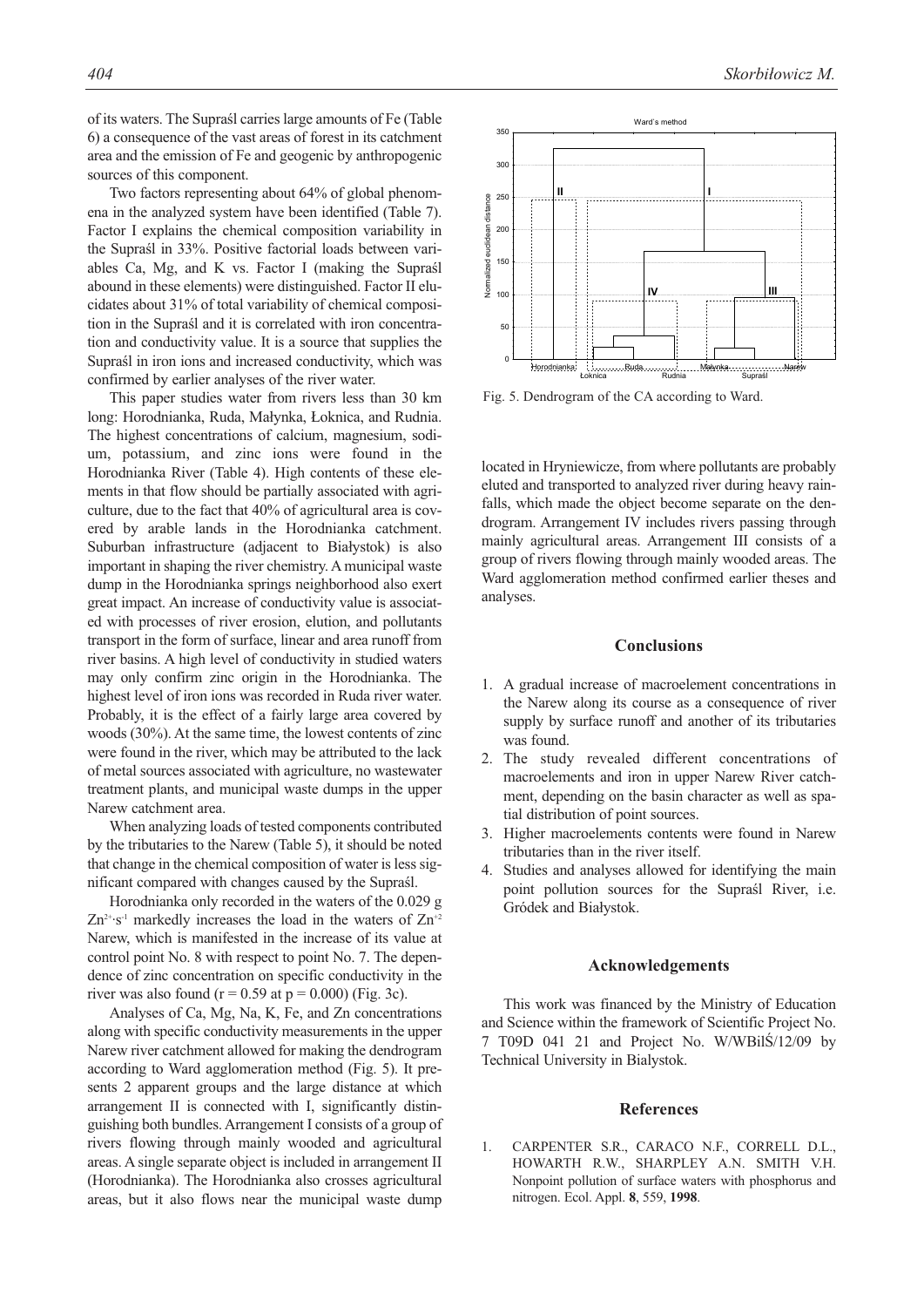of its waters. The Supraśl carries large amounts of Fe (Table 6) a consequence of the vast areas of forest in its catchment area and the emission of Fe and geogenic by anthropogenic sources of this component.

Two factors representing about 64% of global phenomena in the analyzed system have been identified (Table 7). Factor I explains the chemical composition variability in the Supraśl in 33%. Positive factorial loads between variables Ca, Mg, and K vs. Factor I (making the Supraśl abound in these elements) were distinguished. Factor II elucidates about 31% of total variability of chemical composition in the Supraśl and it is correlated with iron concentration and conductivity value. It is a source that supplies the Supraśl in iron ions and increased conductivity, which was confirmed by earlier analyses of the river water.

This paper studies water from rivers less than 30 km long: Horodnianka, Ruda, Małynka, Łoknica, and Rudnia. The highest concentrations of calcium, magnesium, sodium, potassium, and zinc ions were found in the Horodnianka River (Table 4). High contents of these elements in that flow should be partially associated with agriculture, due to the fact that 40% of agricultural area is covered by arable lands in the Horodnianka catchment. Suburban infrastructure (adjacent to Białystok) is also important in shaping the river chemistry. A municipal waste dump in the Horodnianka springs neighborhood also exert great impact. An increase of conductivity value is associated with processes of river erosion, elution, and pollutants transport in the form of surface, linear and area runoff from river basins. A high level of conductivity in studied waters may only confirm zinc origin in the Horodnianka. The highest level of iron ions was recorded in Ruda river water. Probably, it is the effect of a fairly large area covered by woods (30%). At the same time, the lowest contents of zinc were found in the river, which may be attributed to the lack of metal sources associated with agriculture, no wastewater treatment plants, and municipal waste dumps in the upper Narew catchment area.

When analyzing loads of tested components contributed by the tributaries to the Narew (Table 5), it should be noted that change in the chemical composition of water is less significant compared with changes caused by the Supraśl.

Horodnianka only recorded in the waters of the 0.029 g $Zn^{2+} \cdot s^{-1}$ markedly increases the load in the waters of $Zn^{+2}$ Narew, which is manifested in the increase of its value at control point No. 8 with respect to point No. 7. The dependence of zinc concentration on specific conductivity in the river was also found ($r = 0.59$ at $p = 0.000$) (Fig. 3c).

Analyses of Ca, Mg, Na, K, Fe, and Zn concentrations along with specific conductivity measurements in the upper Narew river catchment allowed for making the dendrogram according to Ward agglomeration method (Fig. 5). It presents 2 apparent groups and the large distance at which arrangement II is connected with I, significantly distinguishing both bundles. Arrangement I consists of a group of rivers flowing through mainly wooded and agricultural areas. A single separate object is included in arrangement II (Horodnianka). The Horodnianka also crosses agricultural areas, but it also flows near the municipal waste dump located in Hryniewicze, from where pollutants are probably eluted and transported to analyzed river during heavy rainfalls, which made the object become separate on the dendrogram. Arrangement IV includes rivers passing through mainly agricultural areas. Arrangement III consists of a group of rivers flowing through mainly wooded areas. The Ward agglomeration method confirmed earlier theses and analyses.

Fig. 5. Dendrogram of the CA according to Ward.

## Conclusions

1. A gradual increase of macroelement concentrations in the Narew along its course as a consequence of river supply by surface runoff and another of its tributaries was found.
2. The study revealed different concentrations of macroelements and iron in upper Narew River catchment, depending on the basin character as well as spatial distribution of point sources.
3. Higher macroelements contents were found in Narew tributaries than in the river itself.
4. Studies and analyses allowed for identifying the main point pollution sources for the Supraśl River, i.e. Gródek and Białystok.

## Acknowledgements

This work was financed by the Ministry of Education and Science within the framework of Scientific Project No. 7 T09D 041 21 and Project No. W/WBiIŚ/12/09 by Technical University in Bialystok.

## References

1. CARPENTER S.R., CARACO N.F., CORRELL D.L., HOWARTH R.W., SHARPLEY A.N. SMITH V.H. Nonpoint pollution of surface waters with phosphorus and nitrogen. Ecol. Appl. **8**, 559, **1998**.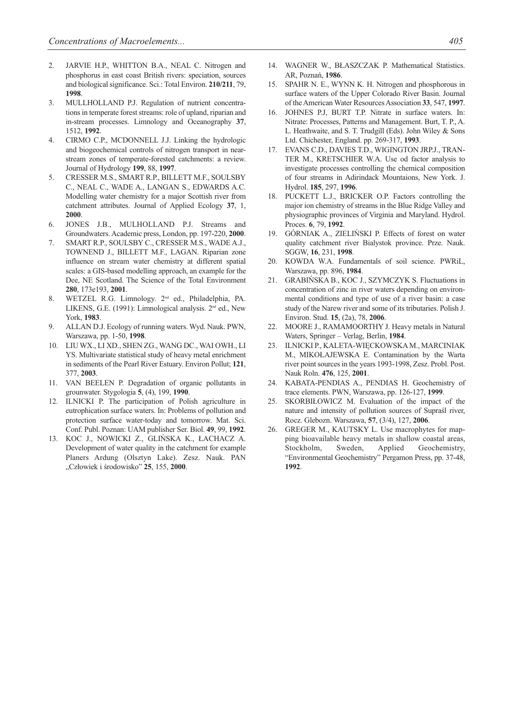2. JARVIE H.P., WHITTON B.A., NEAL C. Nitrogen and phosphorus in east coast British rivers: speciation, sources and biological significance. Sci.: Total Environ. **210/211**, 79, **1998**.
3. MULLHOLLAND P.J. Regulation of nutrient concentrations in temperate forest streams: role of upland, riparian and in-stream processes. Limnology and Oceanography **37**, 1512, **1992**.
4. CIRMO C.P., MCDONNELL J.J. Linking the hydrologic and biogeochemical controls of nitrogen transport in near-stream zones of temperate-forested catchments: a review. Journal of Hydrology **199**, 88, **1997**.
5. CRESSER M.S., SMART R.P., BILLETT M.F., SOULSBY C., NEAL C., WADE A., LANGAN S., EDWARDS A.C. Modelling water chemistry for a major Scottish river from catchment attributes. Journal of Applied Ecology **37**, 1, **2000**.
6. JONES J.B., MULHOLLAND P.J. Streams and Groundwaters. Academic press, London, pp. 197-220, **2000**.
7. SMART R.P., SOULSBY C., CRESSER M.S., WADE A.J., TOWNEND J., BILLETT M.F., LAGAN. Riparian zone influence on stream water chemistry at different spatial scales: a GIS-based modelling approach, an example for the Dee, NE Scotland. The Science of the Total Environment **280**, 173e193, **2001**.
8. WETZEL R.G. Limnology. 2nd ed., Philadelphia, PA. LIKENS, G.E. (1991): Limnological analysis. 2nd ed., New York, **1983**.
9. ALLAN D.J. Ecology of running waters. Wyd. Nauk. PWN, Warszawa, pp. 1-50, **1998**.
10. LIU WX., LI XD., SHEN ZG., WANG DC., WAI OWH., LI YS. Multivariate statistical study of heavy metal enrichment in sediments of the Pearl River Estuary. Environ Pollut; **121**, 377, **2003**.
11. VAN BEELEN P. Degradation of organic pollutants in grounwater. Stygologia **5**, (4), 199, **1990**.
12. ILNICKI P. The participation of Polish agriculture in eutrophication surface waters. In: Problems of pollution and protection surface water-today and tomorrow. Mat. Sci. Conf. Publ. Poznan: UAM publisher Ser. Biol. **49**, 99, **1992**.
13. KOC J., NOWICKI Z., GLIŃSKA K., ŁACHACZ A. Development of water quality in the catchment for example Planers Ardung (Olsztyn Lake). Zesz. Nauk. PAN „Człowiek i środowisko" **25**, 155, **2000**.
14. WAGNER W., BŁASZCZAK P. Mathematical Statistics. AR, Poznań, **1986**.
15. SPAHR N. E., WYNN K. H. Nitrogen and phosphorous in surface waters of the Upper Colorado River Basin. Journal of the American Water Resources Association **33**, 547, **1997**.
16. JOHNES P.J, BURT T.P. Nitrate in surface waters. In: Nitrate: Processes, Patterns and Management. Burt, T. P., A. L. Heathwaite, and S. T. Trudgill (Eds). John Wiley & Sons Ltd. Chichester, England. pp. 269-317, **1993**.
17. EVANS C.D., DAVIES T.D., WIGINGTON JRP.J., TRANTER M., KRETSCHIER W.A. Use od factor analysis to investigate processes controlling the chemical composition of four streams in Adirindack Mountaions, New York. J. Hydrol. **185**, 297, **1996**.
18. PUCKETT L.J., BRICKER O.P. Factors controlling the major ion chemistry of streams in the Blue Ridge Valley and physiographic provinces of Virginia and Maryland. Hydrol. Proces. **6**, 79, **1992**.
19. GÓRNIAK A., ZIELIŃSKI P. Effects of forest on water quality catchment river Bialystok province. Prze. Nauk. SGGW, **16**, 231, **1998**.
20. KOWDA W.A. Fundamentals of soil science. PWRiL, Warszawa, pp. 896, **1984**.
21. GRABIŃSKA B., KOC J., SZYMCZYK S. Fluctuations in concentration of zinc in river waters depending on environmental conditions and type of use of a river basin: a case study of the Narew river and some of its tributaries. Polish J. Environ. Stud. **15**, (2a), 78, **2006**.
22. MOORE J., RAMAMOORTHY J. Heavy metals in Natural Waters, Springer – Verlag, Berlin, **1984**.
23. ILNICKI P., KALETA-WIĘCKOWSKA M., MARCINIAK M., MIKOŁAJEWSKA E. Contamination by the Warta river point sources in the years 1993-1998, Zesz. Probl. Post. Nauk Roln. **476**, 125, **2001**.
24. KABATA-PENDIAS A., PENDIAS H. Geochemistry of trace elements. PWN, Warszawa, pp. 126-127, **1999**.
25. SKORBIŁOWICZ M. Evaluation of the impact of the nature and intensity of pollution sources of Supraśl river, Rocz. Glebozn. Warszawa, **57**, (3/4), 127, **2006**.
26. GREGER M., KAUTSKY L. Use macrophytes for mapping bioavailable heavy metals in shallow coastal areas, Stockholm, Sweden, Applied Geochemistry, "Environmental Geochemistry" Pergamon Press, pp. 37-48, **1992**.